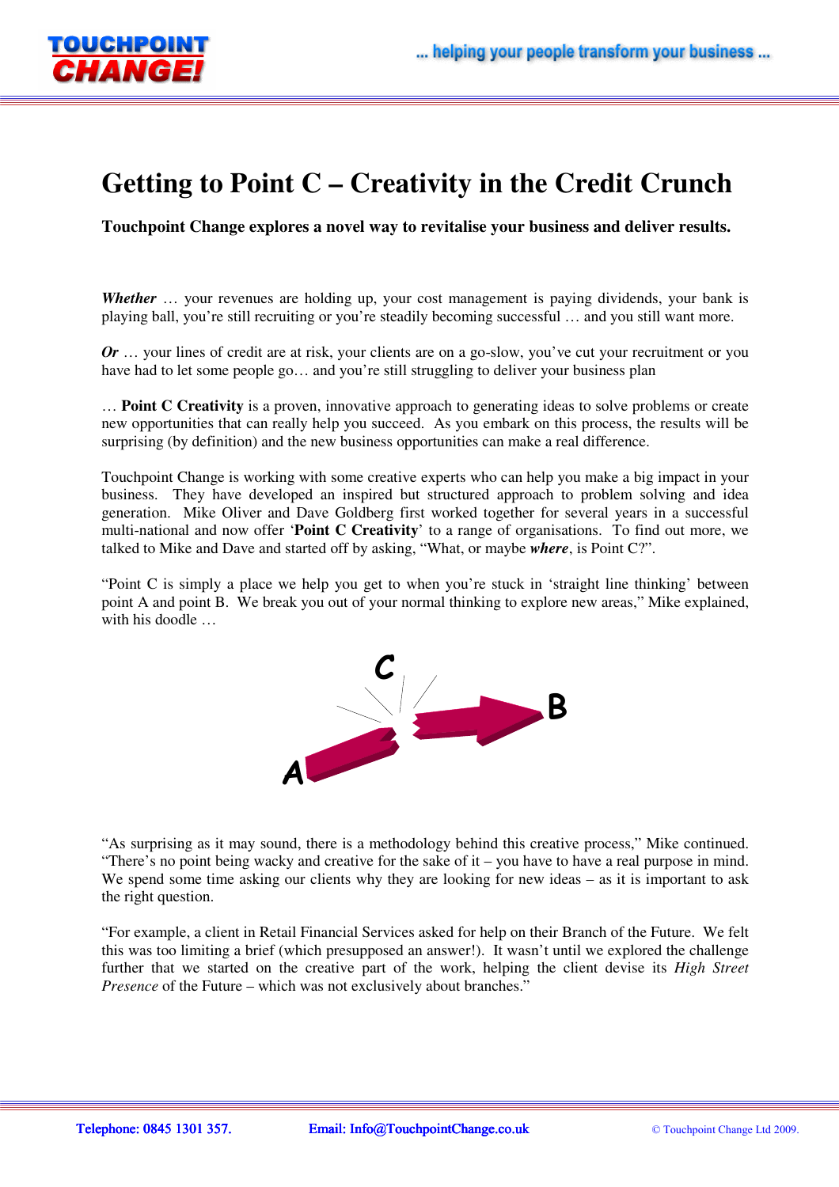# Getting to Point C – Creativity in the Credit Crunch

**Touchpoint Change explores a novel way to revitalise your business and deliver results.**

***Whether*** … your revenues are holding up, your cost management is paying dividends, your bank is playing ball, you're still recruiting or you're steadily becoming successful … and you still want more.

***Or*** … your lines of credit are at risk, your clients are on a go-slow, you've cut your recruitment or you have had to let some people go… and you're still struggling to deliver your business plan

… **Point C Creativity** is a proven, innovative approach to generating ideas to solve problems or create new opportunities that can really help you succeed. As you embark on this process, the results will be surprising (by definition) and the new business opportunities can make a real difference.

Touchpoint Change is working with some creative experts who can help you make a big impact in your business. They have developed an inspired but structured approach to problem solving and idea generation. Mike Oliver and Dave Goldberg first worked together for several years in a successful multi-national and now offer '**Point C Creativity**' to a range of organisations. To find out more, we talked to Mike and Dave and started off by asking, "What, or maybe ***where***, is Point C?".

"Point C is simply a place we help you get to when you're stuck in 'straight line thinking' between point A and point B. We break you out of your normal thinking to explore new areas," Mike explained, with his doodle …

"As surprising as it may sound, there is a methodology behind this creative process," Mike continued. "There's no point being wacky and creative for the sake of it – you have to have a real purpose in mind. We spend some time asking our clients why they are looking for new ideas – as it is important to ask the right question.

"For example, a client in Retail Financial Services asked for help on their Branch of the Future. We felt this was too limiting a brief (which presupposed an answer!). It wasn't until we explored the challenge further that we started on the creative part of the work, helping the client devise its *High Street Presence* of the Future – which was not exclusively about branches."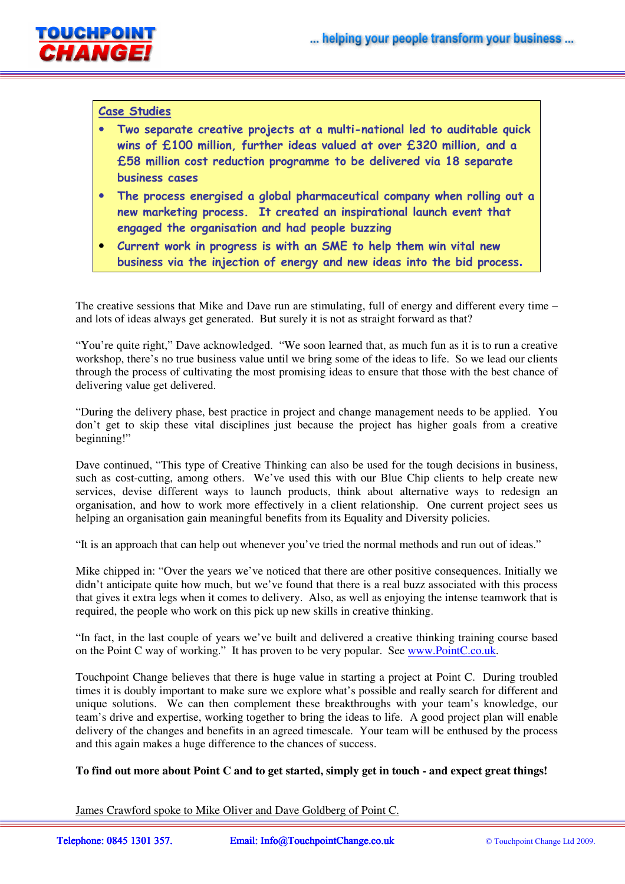## Case Studies

- Two separate creative projects at a multi-national led to auditable quick wins of £100 million, further ideas valued at over £320 million, and a £58 million cost reduction programme to be delivered via 18 separate business cases
- The process energised a global pharmaceutical company when rolling out a new marketing process. It created an inspirational launch event that engaged the organisation and had people buzzing
- Current work in progress is with an SME to help them win vital new business via the injection of energy and new ideas into the bid process.

The creative sessions that Mike and Dave run are stimulating, full of energy and different every time – and lots of ideas always get generated. But surely it is not as straight forward as that?

"You're quite right," Dave acknowledged. "We soon learned that, as much fun as it is to run a creative workshop, there's no true business value until we bring some of the ideas to life. So we lead our clients through the process of cultivating the most promising ideas to ensure that those with the best chance of delivering value get delivered.

"During the delivery phase, best practice in project and change management needs to be applied. You don't get to skip these vital disciplines just because the project has higher goals from a creative beginning!"

Dave continued, "This type of Creative Thinking can also be used for the tough decisions in business, such as cost-cutting, among others. We've used this with our Blue Chip clients to help create new services, devise different ways to launch products, think about alternative ways to redesign an organisation, and how to work more effectively in a client relationship. One current project sees us helping an organisation gain meaningful benefits from its Equality and Diversity policies.

"It is an approach that can help out whenever you've tried the normal methods and run out of ideas."

Mike chipped in: "Over the years we've noticed that there are other positive consequences. Initially we didn't anticipate quite how much, but we've found that there is a real buzz associated with this process that gives it extra legs when it comes to delivery. Also, as well as enjoying the intense teamwork that is required, the people who work on this pick up new skills in creative thinking.

"In fact, in the last couple of years we've built and delivered a creative thinking training course based on the Point C way of working." It has proven to be very popular. See www.PointC.co.uk.

Touchpoint Change believes that there is huge value in starting a project at Point C. During troubled times it is doubly important to make sure we explore what's possible and really search for different and unique solutions. We can then complement these breakthroughs with your team's knowledge, our team's drive and expertise, working together to bring the ideas to life. A good project plan will enable delivery of the changes and benefits in an agreed timescale. Your team will be enthused by the process and this again makes a huge difference to the chances of success.

**To find out more about Point C and to get started, simply get in touch - and expect great things!**

James Crawford spoke to Mike Oliver and Dave Goldberg of Point C.